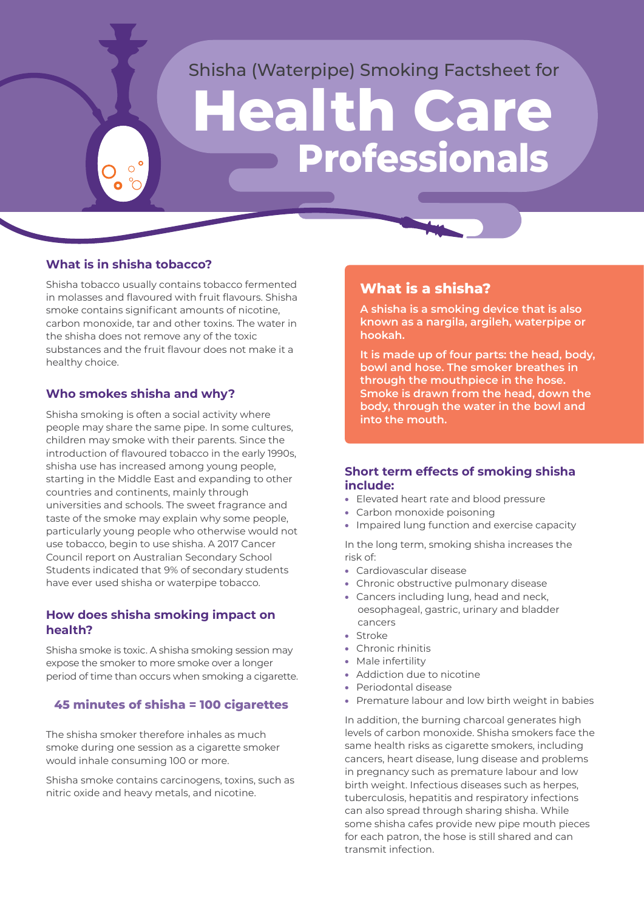# Shisha (Waterpipe) Smoking Factsheet for Health Care Professionals

## What is in shisha tobacco?

Shisha tobacco usually contains tobacco fermented in molasses and flavoured with fruit flavours. Shisha smoke contains significant amounts of nicotine, carbon monoxide, tar and other toxins. The water in the shisha does not remove any of the toxic substances and the fruit flavour does not make it a healthy choice.

## Who smokes shisha and why?

Shisha smoking is often a social activity where people may share the same pipe. In some cultures, children may smoke with their parents. Since the introduction of flavoured tobacco in the early 1990s, shisha use has increased among young people, starting in the Middle East and expanding to other countries and continents, mainly through universities and schools. The sweet fragrance and taste of the smoke may explain why some people, particularly young people who otherwise would not use tobacco, begin to use shisha. A 2017 Cancer Council report on Australian Secondary School Students indicated that 9% of secondary students have ever used shisha or waterpipe tobacco.

## How does shisha smoking impact on health?

Shisha smoke is toxic. A shisha smoking session may expose the smoker to more smoke over a longer period of time than occurs when smoking a cigarette.

**45 minutes of shisha = 100 cigarettes**

The shisha smoker therefore inhales as much smoke during one session as a cigarette smoker would inhale consuming 100 or more.

Shisha smoke contains carcinogens, toxins, such as nitric oxide and heavy metals, and nicotine.

## What is a shisha?

**A shisha is a smoking device that is also known as a nargila, argileh, waterpipe or hookah.**

**It is made up of four parts: the head, body, bowl and hose. The smoker breathes in through the mouthpiece in the hose. Smoke is drawn from the head, down the body, through the water in the bowl and into the mouth.**

## Short term effects of smoking shisha include:

- Elevated heart rate and blood pressure
- Carbon monoxide poisoning
- Impaired lung function and exercise capacity

In the long term, smoking shisha increases the risk of:

- Cardiovascular disease
- Chronic obstructive pulmonary disease
- Cancers including lung, head and neck, oesophageal, gastric, urinary and bladder cancers
- Stroke
- Chronic rhinitis
- Male infertility
- Addiction due to nicotine
- Periodontal disease
- Premature labour and low birth weight in babies

In addition, the burning charcoal generates high levels of carbon monoxide. Shisha smokers face the same health risks as cigarette smokers, including cancers, heart disease, lung disease and problems in pregnancy such as premature labour and low birth weight. Infectious diseases such as herpes, tuberculosis, hepatitis and respiratory infections can also spread through sharing shisha. While some shisha cafes provide new pipe mouth pieces for each patron, the hose is still shared and can transmit infection.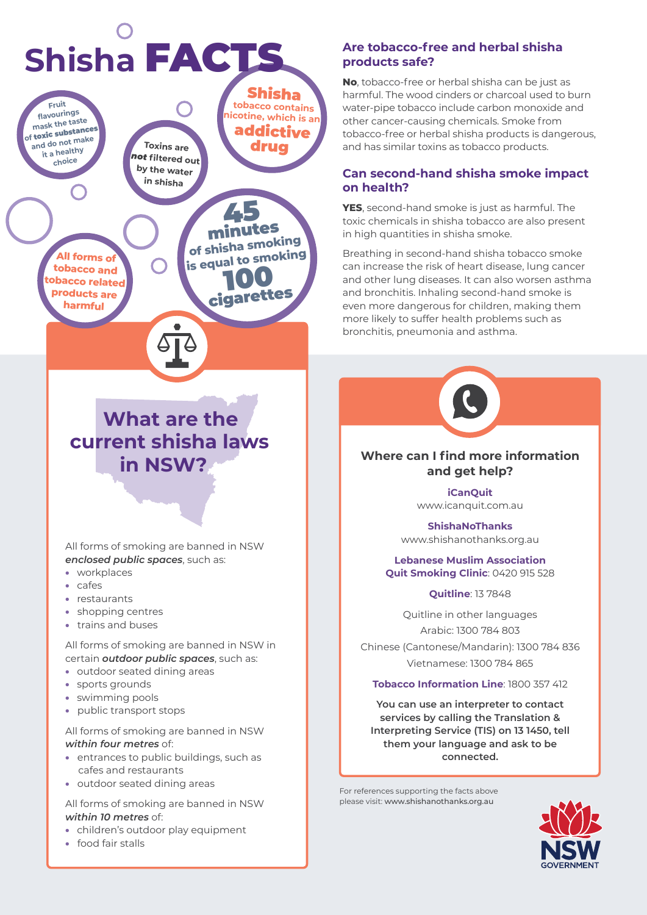# Shisha FACTS

Fruit flavourings mask the taste of **toxic substances** and do not make it a healthy choice

Toxins are ***not*** filtered out by the water in shisha

**Shisha** tobacco contains nicotine, which is an **addictive drug**

**45 minutes** of shisha smoking is equal to smoking **100 cigarettes**

**All forms of tobacco and tobacco related products are harmful**

## What are the current shisha laws in NSW?

All forms of smoking are banned in NSW ***enclosed public spaces***, such as:

- workplaces
- cafes
- restaurants
- shopping centres
- trains and buses

All forms of smoking are banned in NSW in certain ***outdoor public spaces***, such as:

- outdoor seated dining areas
- sports grounds
- swimming pools
- public transport stops

All forms of smoking are banned in NSW ***within four metres*** of:

- entrances to public buildings, such as cafes and restaurants
- outdoor seated dining areas

All forms of smoking are banned in NSW ***within 10 metres*** of:

- children's outdoor play equipment
- food fair stalls

## Are tobacco-free and herbal shisha products safe?

**No**, tobacco-free or herbal shisha can be just as harmful. The wood cinders or charcoal used to burn water-pipe tobacco include carbon monoxide and other cancer-causing chemicals. Smoke from tobacco-free or herbal shisha products is dangerous, and has similar toxins as tobacco products.

## Can second-hand shisha smoke impact on health?

**YES**, second-hand smoke is just as harmful. The toxic chemicals in shisha tobacco are also present in high quantities in shisha smoke.

Breathing in second-hand shisha tobacco smoke can increase the risk of heart disease, lung cancer and other lung diseases. It can also worsen asthma and bronchitis. Inhaling second-hand smoke is even more dangerous for children, making them more likely to suffer health problems such as bronchitis, pneumonia and asthma.

## Where can I find more information and get help?

**iCanQuit**
www.icanquit.com.au

**ShishaNoThanks**
www.shishanothanks.org.au

**Lebanese Muslim Association Quit Smoking Clinic**: 0420 915 528

**Quitline**: 13 7848

Quitline in other languages
Arabic: 1300 784 803
Chinese (Cantonese/Mandarin): 1300 784 836
Vietnamese: 1300 784 865

**Tobacco Information Line**: 1800 357 412

**You can use an interpreter to contact services by calling the Translation & Interpreting Service (TIS) on 13 1450, tell them your language and ask to be connected.**

For references supporting the facts above please visit: www.shishanothanks.org.au

NSW GOVERNMENT